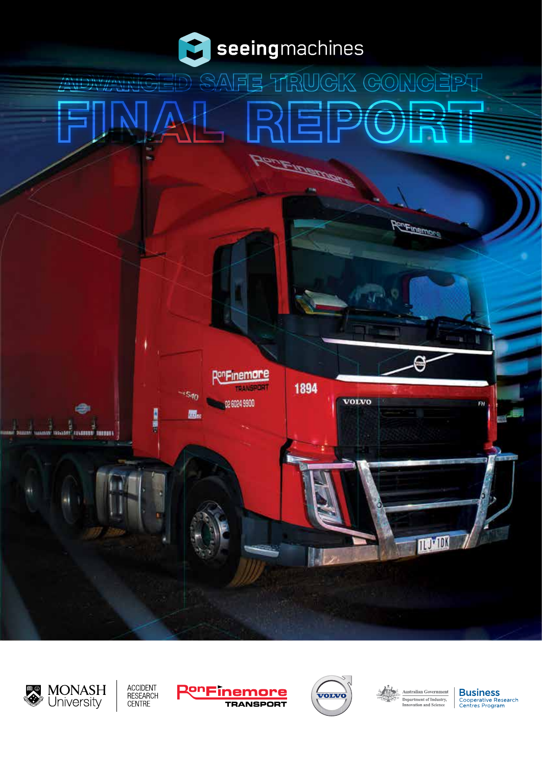seeingmachines

# ADVANCED SAFE TRUCK CONCEPT

# FINAL REPORT

MONASH University | ACCIDENT RESEARCH CENTRE

RonFinemore TRANSPORT

VOLVO

Australian Government Department of Industry, Innovation and Science | Business Cooperative Research Centres Program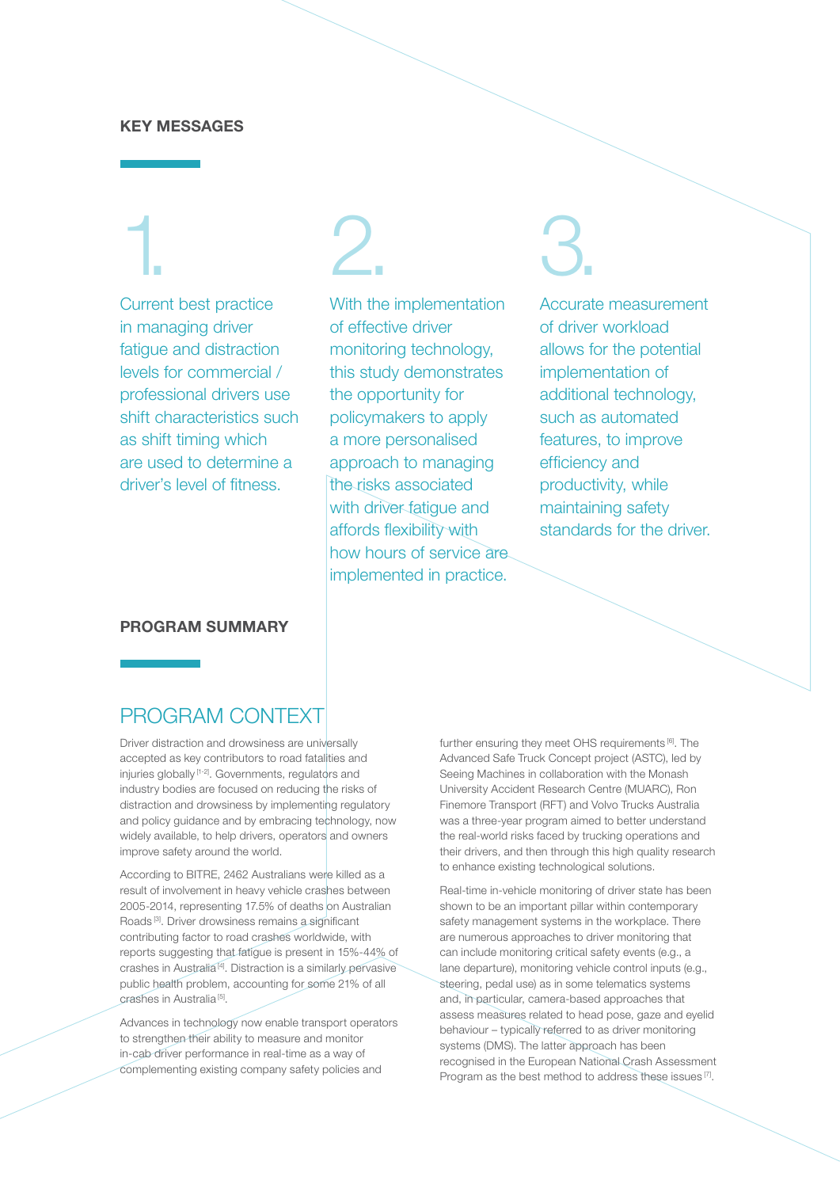## KEY MESSAGES

**1.** Current best practice in managing driver fatigue and distraction levels for commercial / professional drivers use shift characteristics such as shift timing which are used to determine a driver's level of fitness.

**2.** With the implementation of effective driver monitoring technology, this study demonstrates the opportunity for policymakers to apply a more personalised approach to managing the risks associated with driver fatigue and affords flexibility with how hours of service are implemented in practice.

**3.** Accurate measurement of driver workload allows for the potential implementation of additional technology, such as automated features, to improve efficiency and productivity, while maintaining safety standards for the driver.

## PROGRAM SUMMARY

### PROGRAM CONTEXT

Driver distraction and drowsiness are universally accepted as key contributors to road fatalities and injuries globally [1-2]. Governments, regulators and industry bodies are focused on reducing the risks of distraction and drowsiness by implementing regulatory and policy guidance and by embracing technology, now widely available, to help drivers, operators and owners improve safety around the world.

According to BITRE, 2462 Australians were killed as a result of involvement in heavy vehicle crashes between 2005-2014, representing 17.5% of deaths on Australian Roads [3]. Driver drowsiness remains a significant contributing factor to road crashes worldwide, with reports suggesting that fatigue is present in 15%-44% of crashes in Australia [4]. Distraction is a similarly pervasive public health problem, accounting for some 21% of all crashes in Australia [5].

Advances in technology now enable transport operators to strengthen their ability to measure and monitor in-cab driver performance in real-time as a way of complementing existing company safety policies and further ensuring they meet OHS requirements [6]. The Advanced Safe Truck Concept project (ASTC), led by Seeing Machines in collaboration with the Monash University Accident Research Centre (MUARC), Ron Finemore Transport (RFT) and Volvo Trucks Australia was a three-year program aimed to better understand the real-world risks faced by trucking operations and their drivers, and then through this high quality research to enhance existing technological solutions.

Real-time in-vehicle monitoring of driver state has been shown to be an important pillar within contemporary safety management systems in the workplace. There are numerous approaches to driver monitoring that can include monitoring critical safety events (e.g., a lane departure), monitoring vehicle control inputs (e.g., steering, pedal use) as in some telematics systems and, in particular, camera-based approaches that assess measures related to head pose, gaze and eyelid behaviour – typically referred to as driver monitoring systems (DMS). The latter approach has been recognised in the European National Crash Assessment Program as the best method to address these issues [7].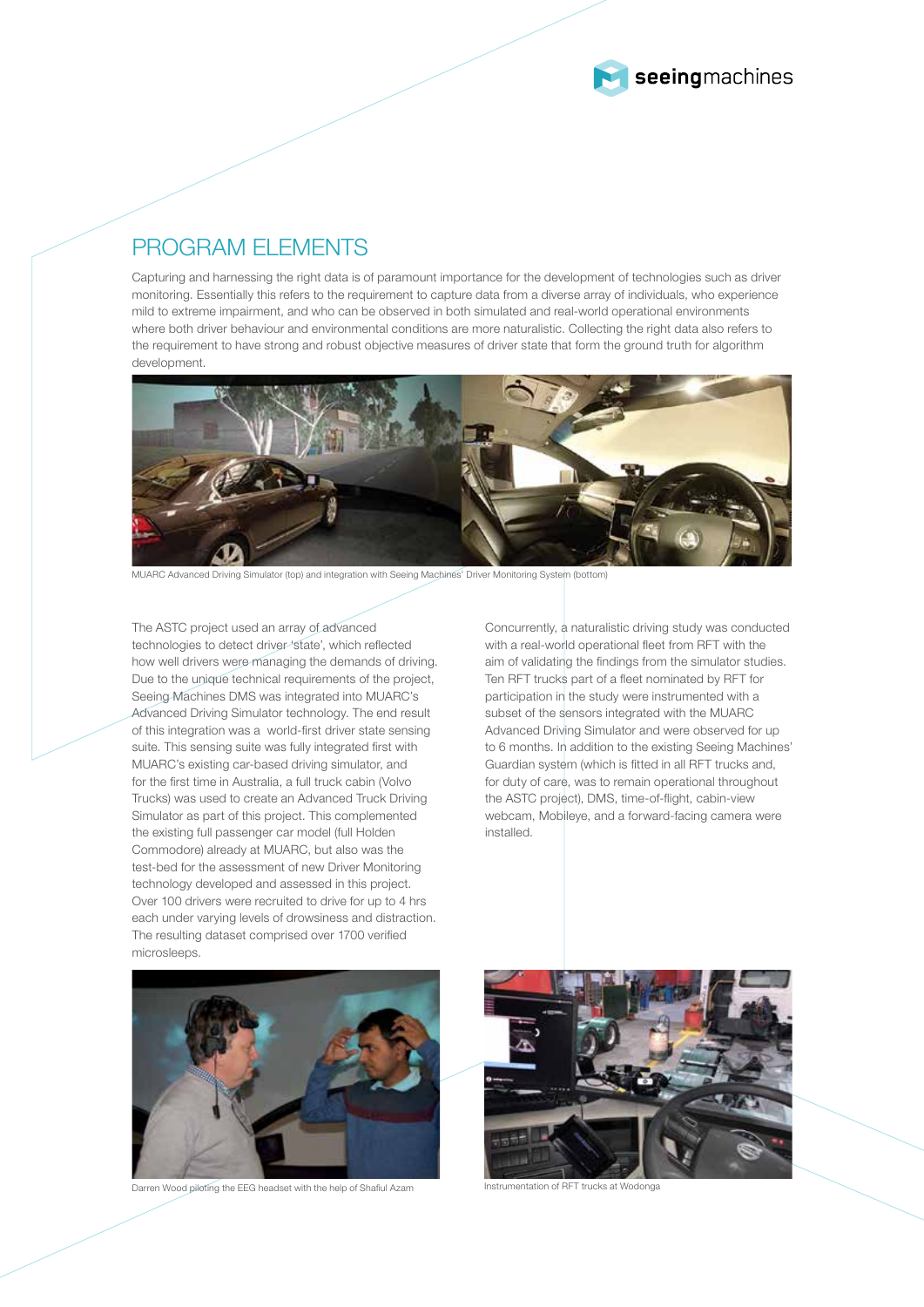## PROGRAM ELEMENTS

Capturing and harnessing the right data is of paramount importance for the development of technologies such as driver monitoring. Essentially this refers to the requirement to capture data from a diverse array of individuals, who experience mild to extreme impairment, and who can be observed in both simulated and real-world operational environments where both driver behaviour and environmental conditions are more naturalistic. Collecting the right data also refers to the requirement to have strong and robust objective measures of driver state that form the ground truth for algorithm development.

MUARC Advanced Driving Simulator (top) and integration with Seeing Machines' Driver Monitoring System (bottom)

The ASTC project used an array of advanced technologies to detect driver 'state', which reflected how well drivers were managing the demands of driving. Due to the unique technical requirements of the project, Seeing Machines DMS was integrated into MUARC's Advanced Driving Simulator technology. The end result of this integration was a world-first driver state sensing suite. This sensing suite was fully integrated first with MUARC's existing car-based driving simulator, and for the first time in Australia, a full truck cabin (Volvo Trucks) was used to create an Advanced Truck Driving Simulator as part of this project. This complemented the existing full passenger car model (full Holden Commodore) already at MUARC, but also was the test-bed for the assessment of new Driver Monitoring technology developed and assessed in this project. Over 100 drivers were recruited to drive for up to 4 hrs each under varying levels of drowsiness and distraction. The resulting dataset comprised over 1700 verified microsleeps.

Concurrently, a naturalistic driving study was conducted with a real-world operational fleet from RFT with the aim of validating the findings from the simulator studies. Ten RFT trucks part of a fleet nominated by RFT for participation in the study were instrumented with a subset of the sensors integrated with the MUARC Advanced Driving Simulator and were observed for up to 6 months. In addition to the existing Seeing Machines' Guardian system (which is fitted in all RFT trucks and, for duty of care, was to remain operational throughout the ASTC project), DMS, time-of-flight, cabin-view webcam, Mobileye, and a forward-facing camera were installed.

Darren Wood piloting the EEG headset with the help of Shafiul Azam

Instrumentation of RFT trucks at Wodonga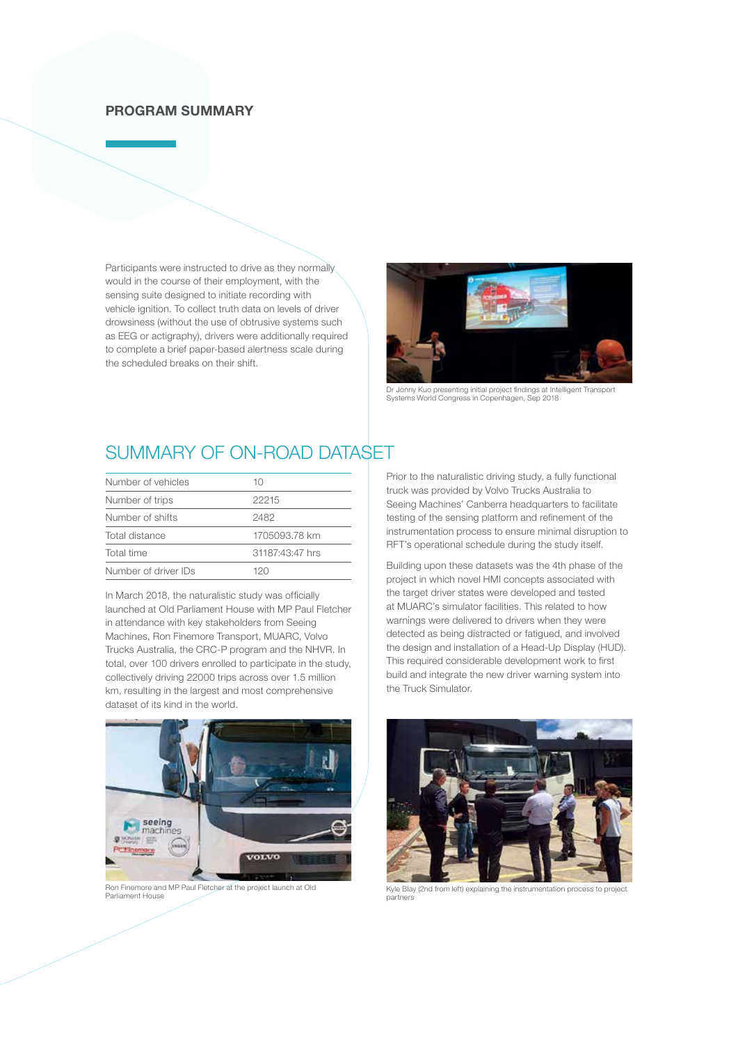## PROGRAM SUMMARY

Participants were instructed to drive as they normally would in the course of their employment, with the sensing suite designed to initiate recording with vehicle ignition. To collect truth data on levels of driver drowsiness (without the use of obtrusive systems such as EEG or actigraphy), drivers were additionally required to complete a brief paper-based alertness scale during the scheduled breaks on their shift.

Dr Jonny Kuo presenting initial project findings at Intelligent Transport Systems World Congress in Copenhagen, Sep 2018

## SUMMARY OF ON-ROAD DATASET

| | |
|---|---|
| Number of vehicles | 10 |
| Number of trips | 22215 |
| Number of shifts | 2482 |
| Total distance | 1705093.78 km |
| Total time | 31187:43:47 hrs |
| Number of driver IDs | 120 |

In March 2018, the naturalistic study was officially launched at Old Parliament House with MP Paul Fletcher in attendance with key stakeholders from Seeing Machines, Ron Finemore Transport, MUARC, Volvo Trucks Australia, the CRC-P program and the NHVR. In total, over 100 drivers enrolled to participate in the study, collectively driving 22000 trips across over 1.5 million km, resulting in the largest and most comprehensive dataset of its kind in the world.

Ron Finemore and MP Paul Fletcher at the project launch at Old Parliament House

Prior to the naturalistic driving study, a fully functional truck was provided by Volvo Trucks Australia to Seeing Machines' Canberra headquarters to facilitate testing of the sensing platform and refinement of the instrumentation process to ensure minimal disruption to RFT's operational schedule during the study itself.

Building upon these datasets was the 4th phase of the project in which novel HMI concepts associated with the target driver states were developed and tested at MUARC's simulator facilities. This related to how warnings were delivered to drivers when they were detected as being distracted or fatigued, and involved the design and installation of a Head-Up Display (HUD). This required considerable development work to first build and integrate the new driver warning system into the Truck Simulator.

Kyle Blay (2nd from left) explaining the instrumentation process to project partners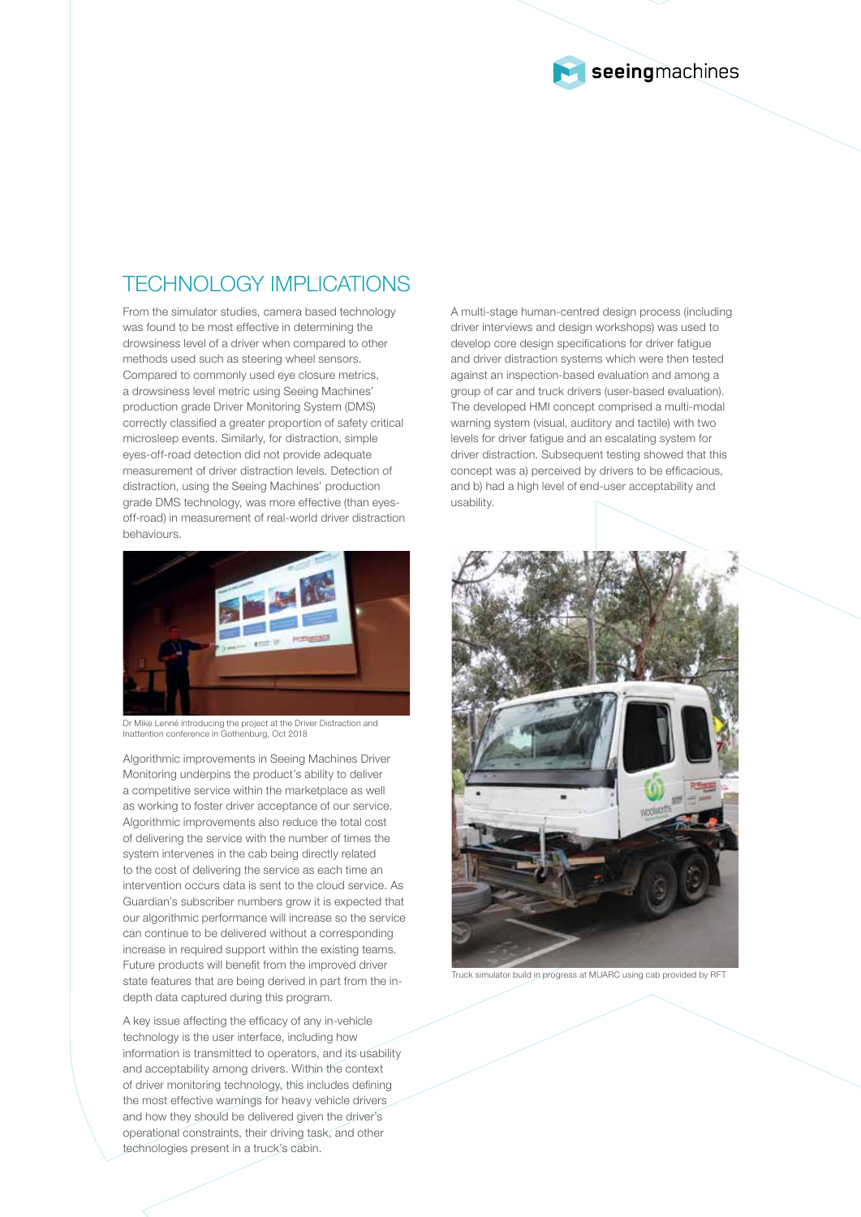## TECHNOLOGY IMPLICATIONS

From the simulator studies, camera based technology was found to be most effective in determining the drowsiness level of a driver when compared to other methods used such as steering wheel sensors. Compared to commonly used eye closure metrics, a drowsiness level metric using Seeing Machines' production grade Driver Monitoring System (DMS) correctly classified a greater proportion of safety critical microsleep events. Similarly, for distraction, simple eyes-off-road detection did not provide adequate measurement of driver distraction levels. Detection of distraction, using the Seeing Machines' production grade DMS technology, was more effective (than eyes-off-road) in measurement of real-world driver distraction behaviours.

Dr Mike Lenné introducing the project at the Driver Distraction and Inattention conference in Gothenburg, Oct 2018

Algorithmic improvements in Seeing Machines Driver Monitoring underpins the product's ability to deliver a competitive service within the marketplace as well as working to foster driver acceptance of our service. Algorithmic improvements also reduce the total cost of delivering the service with the number of times the system intervenes in the cab being directly related to the cost of delivering the service as each time an intervention occurs data is sent to the cloud service. As Guardian's subscriber numbers grow it is expected that our algorithmic performance will increase so the service can continue to be delivered without a corresponding increase in required support within the existing teams. Future products will benefit from the improved driver state features that are being derived in part from the in-depth data captured during this program.

A key issue affecting the efficacy of any in-vehicle technology is the user interface, including how information is transmitted to operators, and its usability and acceptability among drivers. Within the context of driver monitoring technology, this includes defining the most effective warnings for heavy vehicle drivers and how they should be delivered given the driver's operational constraints, their driving task, and other technologies present in a truck's cabin.

A multi-stage human-centred design process (including driver interviews and design workshops) was used to develop core design specifications for driver fatigue and driver distraction systems which were then tested against an inspection-based evaluation and among a group of car and truck drivers (user-based evaluation). The developed HMI concept comprised a multi-modal warning system (visual, auditory and tactile) with two levels for driver fatigue and an escalating system for driver distraction. Subsequent testing showed that this concept was a) perceived by drivers to be efficacious, and b) had a high level of end-user acceptability and usability.

Truck simulator build in progress at MUARC using cab provided by RFT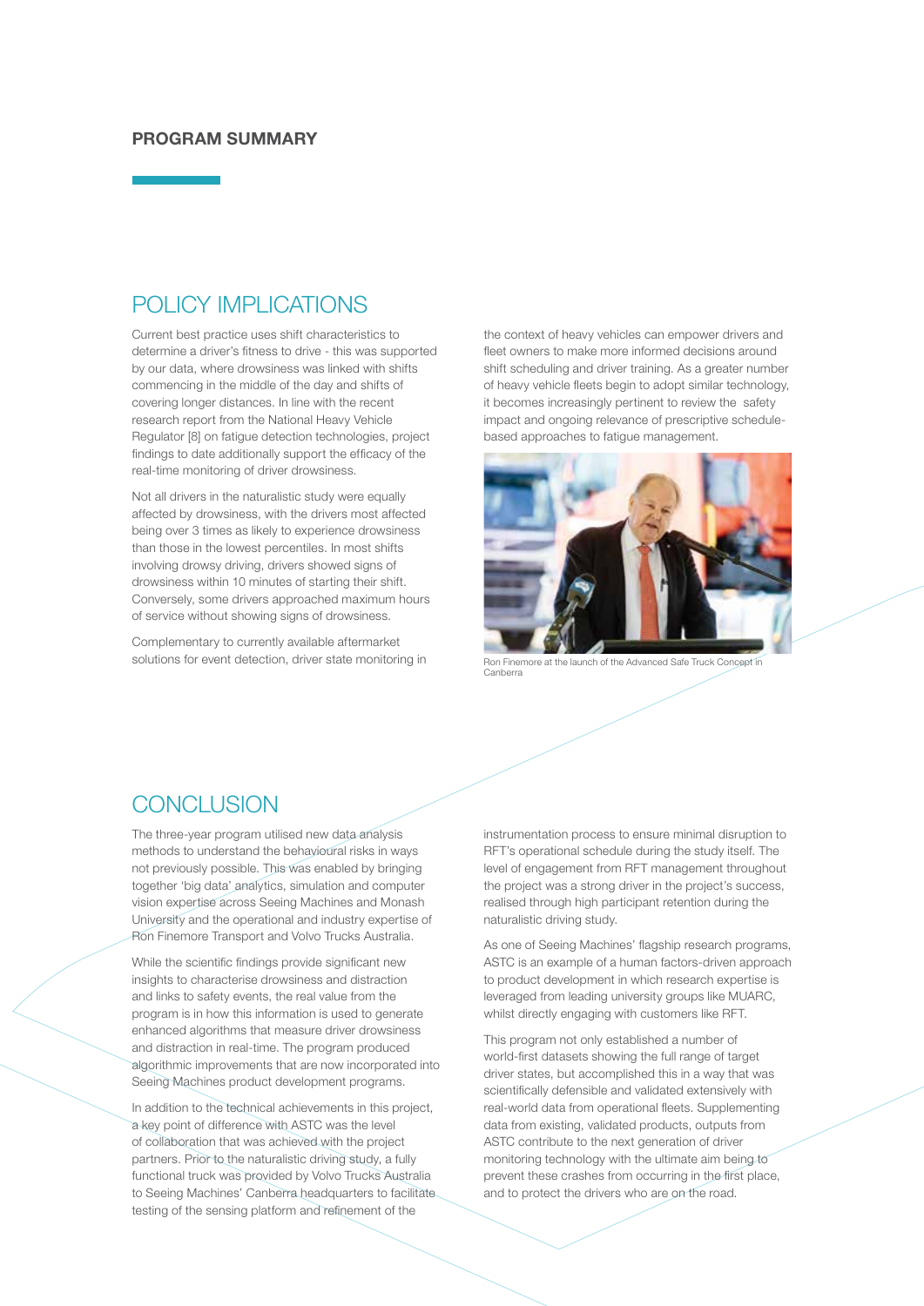## PROGRAM SUMMARY

## POLICY IMPLICATIONS

Current best practice uses shift characteristics to determine a driver's fitness to drive - this was supported by our data, where drowsiness was linked with shifts commencing in the middle of the day and shifts of covering longer distances. In line with the recent research report from the National Heavy Vehicle Regulator [8] on fatigue detection technologies, project findings to date additionally support the efficacy of the real-time monitoring of driver drowsiness.

Not all drivers in the naturalistic study were equally affected by drowsiness, with the drivers most affected being over 3 times as likely to experience drowsiness than those in the lowest percentiles. In most shifts involving drowsy driving, drivers showed signs of drowsiness within 10 minutes of starting their shift. Conversely, some drivers approached maximum hours of service without showing signs of drowsiness.

Complementary to currently available aftermarket solutions for event detection, driver state monitoring in the context of heavy vehicles can empower drivers and fleet owners to make more informed decisions around shift scheduling and driver training. As a greater number of heavy vehicle fleets begin to adopt similar technology, it becomes increasingly pertinent to review the safety impact and ongoing relevance of prescriptive schedule-based approaches to fatigue management.

Ron Finemore at the launch of the Advanced Safe Truck Concept in Canberra

## CONCLUSION

The three-year program utilised new data analysis methods to understand the behavioural risks in ways not previously possible. This was enabled by bringing together 'big data' analytics, simulation and computer vision expertise across Seeing Machines and Monash University and the operational and industry expertise of Ron Finemore Transport and Volvo Trucks Australia.

While the scientific findings provide significant new insights to characterise drowsiness and distraction and links to safety events, the real value from the program is in how this information is used to generate enhanced algorithms that measure driver drowsiness and distraction in real-time. The program produced algorithmic improvements that are now incorporated into Seeing Machines product development programs.

In addition to the technical achievements in this project, a key point of difference with ASTC was the level of collaboration that was achieved with the project partners. Prior to the naturalistic driving study, a fully functional truck was provided by Volvo Trucks Australia to Seeing Machines' Canberra headquarters to facilitate testing of the sensing platform and refinement of the instrumentation process to ensure minimal disruption to RFT's operational schedule during the study itself. The level of engagement from RFT management throughout the project was a strong driver in the project's success, realised through high participant retention during the naturalistic driving study.

As one of Seeing Machines' flagship research programs, ASTC is an example of a human factors-driven approach to product development in which research expertise is leveraged from leading university groups like MUARC, whilst directly engaging with customers like RFT.

This program not only established a number of world-first datasets showing the full range of target driver states, but accomplished this in a way that was scientifically defensible and validated extensively with real-world data from operational fleets. Supplementing data from existing, validated products, outputs from ASTC contribute to the next generation of driver monitoring technology with the ultimate aim being to prevent these crashes from occurring in the first place, and to protect the drivers who are on the road.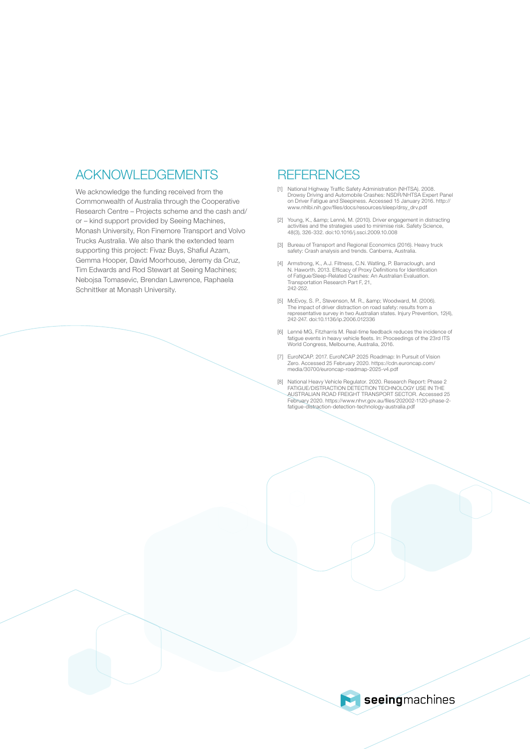## ACKNOWLEDGEMENTS

We acknowledge the funding received from the Commonwealth of Australia through the Cooperative Research Centre – Projects scheme and the cash and/or – kind support provided by Seeing Machines, Monash University, Ron Finemore Transport and Volvo Trucks Australia. We also thank the extended team supporting this project: Fivaz Buys, Shafiul Azam, Gemma Hooper, David Moorhouse, Jeremy da Cruz, Tim Edwards and Rod Stewart at Seeing Machines; Nebojsa Tomasevic, Brendan Lawrence, Raphaela Schnittker at Monash University.

## REFERENCES

[1] National Highway Traffic Safety Administration (NHTSA). 2008. Drowsy Driving and Automobile Crashes: NSDR/NHTSA Expert Panel on Driver Fatigue and Sleepiness. Accessed 15 January 2016. http://www.nhlbi.nih.gov/files/docs/resources/sleep/drsy_drv.pdf

[2] Young, K., &amp; Lenné, M. (2010). Driver engagement in distracting activities and the strategies used to minimise risk. Safety Science, 48(3), 326-332. doi:10.1016/j.ssci.2009.10.008

[3] Bureau of Transport and Regional Economics (2016). Heavy truck safety: Crash analysis and trends. Canberra, Australia.

[4] Armstrong, K., A.J. Filtness, C.N. Watling, P. Barraclough, and N. Haworth. 2013. Efficacy of Proxy Definitions for Identification of Fatigue/Sleep-Related Crashes: An Australian Evaluation. Transportation Research Part F, 21, 242-252.

[5] McEvoy, S. P., Stevenson, M. R., &amp; Woodward, M. (2006). The impact of driver distraction on road safety: results from a representative survey in two Australian states. Injury Prevention, 12(4), 242-247. doi:10.1136/ip.2006.012336

[6] Lenné MG, Fitzharris M. Real-time feedback reduces the incidence of fatigue events in heavy vehicle fleets. In: Proceedings of the 23rd ITS World Congress, Melbourne, Australia, 2016.

[7] EuroNCAP. 2017. EuroNCAP 2025 Roadmap: In Pursuit of Vision Zero. Accessed 25 February 2020. https://cdn.euroncap.com/media/30700/euroncap-roadmap-2025-v4.pdf

[8] National Heavy Vehicle Regulator. 2020. Research Report: Phase 2 FATIGUE/DISTRACTION DETECTION TECHNOLOGY USE IN THE AUSTRALIAN ROAD FREIGHT TRANSPORT SECTOR. Accessed 25 February 2020. https://www.nhvr.gov.au/files/202002-1120-phase-2-fatigue-distraction-detection-technology-australia.pdf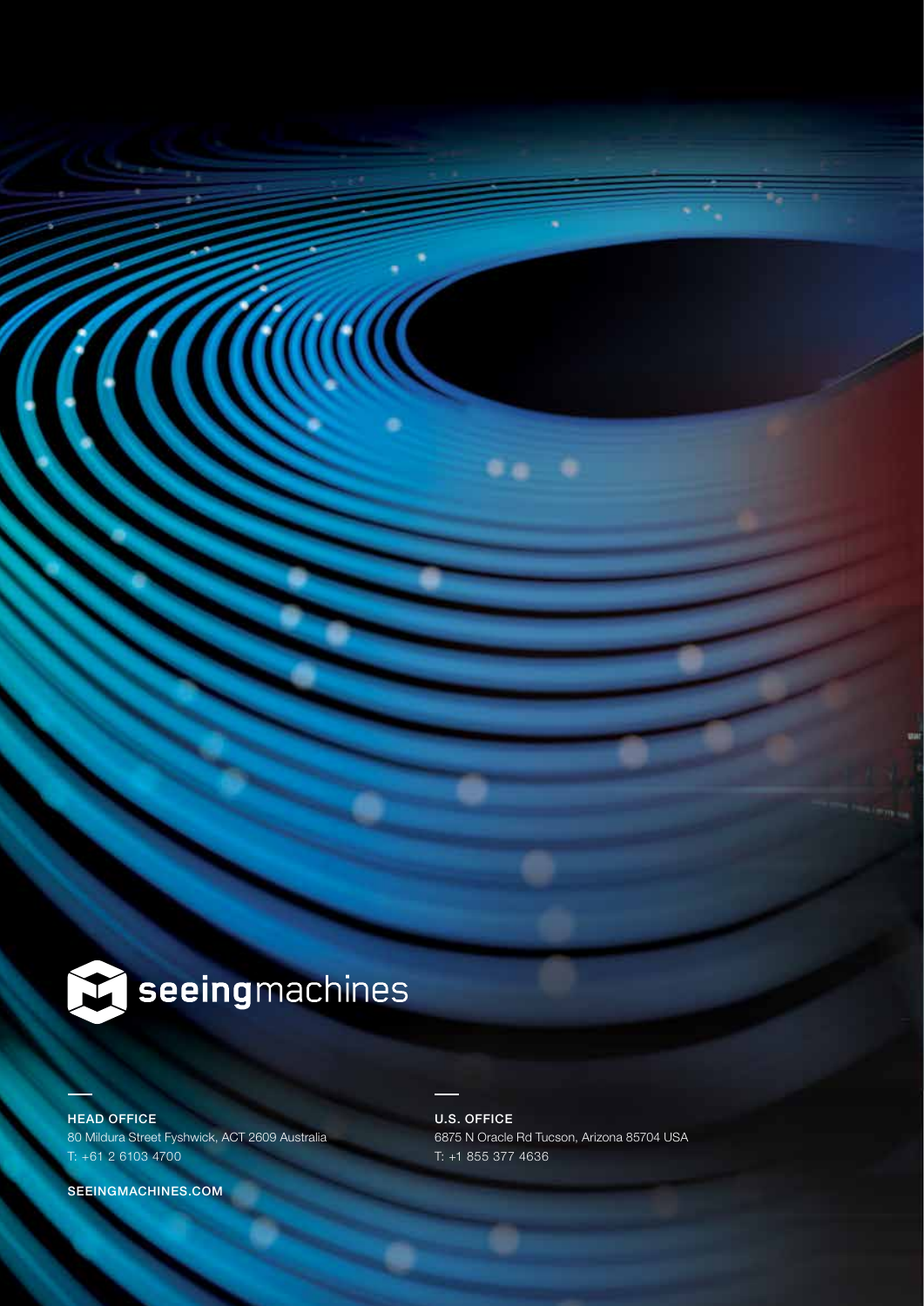seeingmachines

**HEAD OFFICE**
80 Mildura Street Fyshwick, ACT 2609 Australia
T: +61 2 6103 4700

**U.S. OFFICE**
6875 N Oracle Rd Tucson, Arizona 85704 USA
T: +1 855 377 4636

SEEINGMACHINES.COM